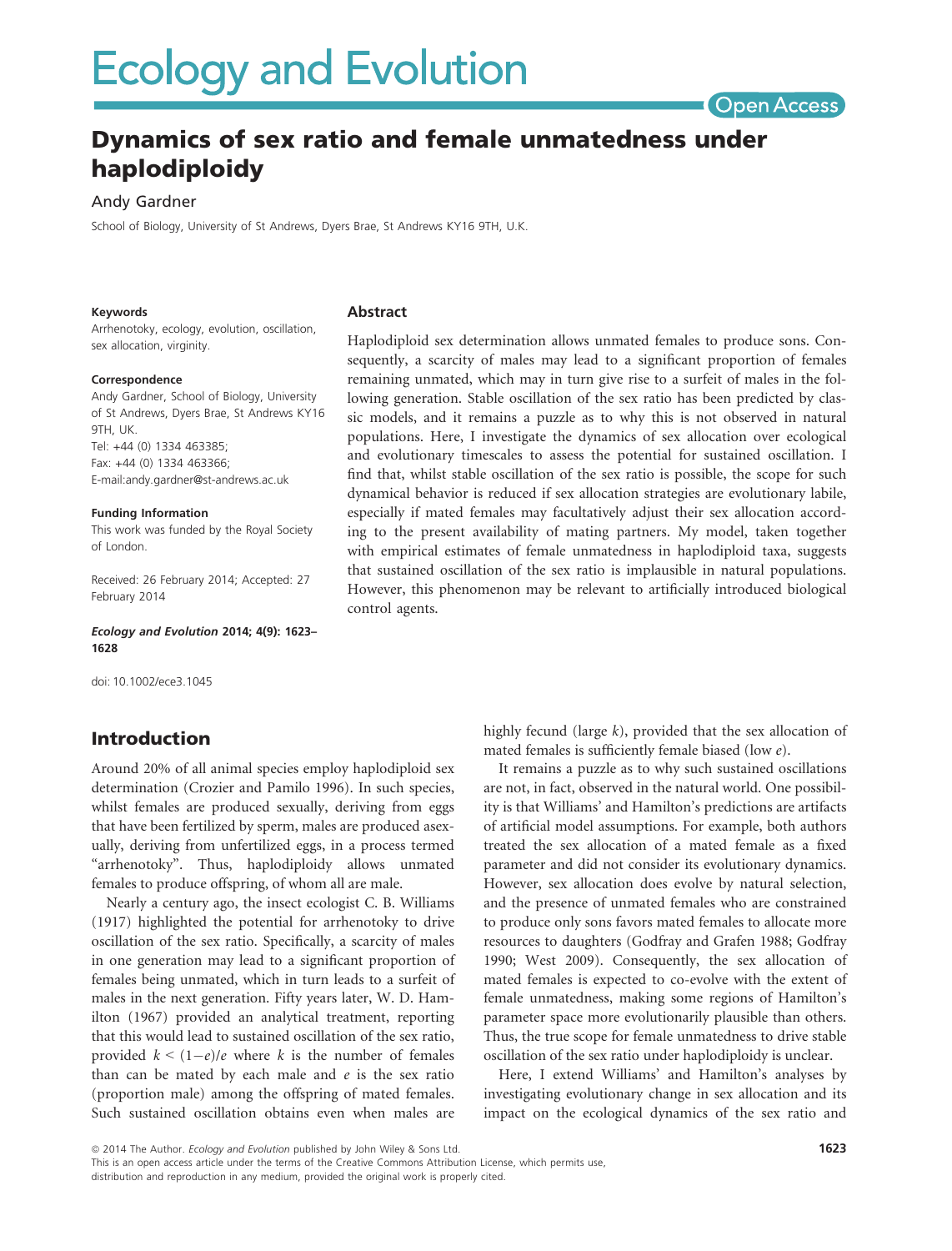# Dynamics of sex ratio and female unmatedness under haplodiploidy

Andy Gardner

School of Biology, University of St Andrews, Dyers Brae, St Andrews KY16 9TH, U.K.

**Keywords**

Arrhenotoky, ecology, evolution, oscillation, sex allocation, virginity.

**Correspondence**

Andy Gardner, School of Biology, University of St Andrews, Dyers Brae, St Andrews KY16 9TH, UK.
Tel: +44 (0) 1334 463385;
Fax: +44 (0) 1334 463366;
E-mail:andy.gardner@st-andrews.ac.uk

**Funding Information**

This work was funded by the Royal Society of London.

Received: 26 February 2014; Accepted: 27 February 2014

***Ecology and Evolution*** **2014; 4(9): 1623–1628**

doi: 10.1002/ece3.1045

## Abstract

Haplodiploid sex determination allows unmated females to produce sons. Consequently, a scarcity of males may lead to a significant proportion of females remaining unmated, which may in turn give rise to a surfeit of males in the following generation. Stable oscillation of the sex ratio has been predicted by classic models, and it remains a puzzle as to why this is not observed in natural populations. Here, I investigate the dynamics of sex allocation over ecological and evolutionary timescales to assess the potential for sustained oscillation. I find that, whilst stable oscillation of the sex ratio is possible, the scope for such dynamical behavior is reduced if sex allocation strategies are evolutionary labile, especially if mated females may facultatively adjust their sex allocation according to the present availability of mating partners. My model, taken together with empirical estimates of female unmatedness in haplodiploid taxa, suggests that sustained oscillation of the sex ratio is implausible in natural populations. However, this phenomenon may be relevant to artificially introduced biological control agents.

## Introduction

Around 20% of all animal species employ haplodiploid sex determination (Crozier and Pamilo 1996). In such species, whilst females are produced sexually, deriving from eggs that have been fertilized by sperm, males are produced asexually, deriving from unfertilized eggs, in a process termed "arrhenotoky". Thus, haplodiploidy allows unmated females to produce offspring, of whom all are male.

Nearly a century ago, the insect ecologist C. B. Williams (1917) highlighted the potential for arrhenotoky to drive oscillation of the sex ratio. Specifically, a scarcity of males in one generation may lead to a significant proportion of females being unmated, which in turn leads to a surfeit of males in the next generation. Fifty years later, W. D. Hamilton (1967) provided an analytical treatment, reporting that this would lead to sustained oscillation of the sex ratio, provided $k < (1-e)/e$ where $k$ is the number of females than can be mated by each male and $e$ is the sex ratio (proportion male) among the offspring of mated females. Such sustained oscillation obtains even when males are highly fecund (large $k$), provided that the sex allocation of mated females is sufficiently female biased (low $e$).

It remains a puzzle as to why such sustained oscillations are not, in fact, observed in the natural world. One possibility is that Williams' and Hamilton's predictions are artifacts of artificial model assumptions. For example, both authors treated the sex allocation of a mated female as a fixed parameter and did not consider its evolutionary dynamics. However, sex allocation does evolve by natural selection, and the presence of unmated females who are constrained to produce only sons favors mated females to allocate more resources to daughters (Godfray and Grafen 1988; Godfray 1990; West 2009). Consequently, the sex allocation of mated females is expected to co-evolve with the extent of female unmatedness, making some regions of Hamilton's parameter space more evolutionarily plausible than others. Thus, the true scope for female unmatedness to drive stable oscillation of the sex ratio under haplodiploidy is unclear.

Here, I extend Williams' and Hamilton's analyses by investigating evolutionary change in sex allocation and its impact on the ecological dynamics of the sex ratio and

© 2014 The Author. *Ecology and Evolution* published by John Wiley & Sons Ltd.
This is an open access article under the terms of the Creative Commons Attribution License, which permits use, distribution and reproduction in any medium, provided the original work is properly cited.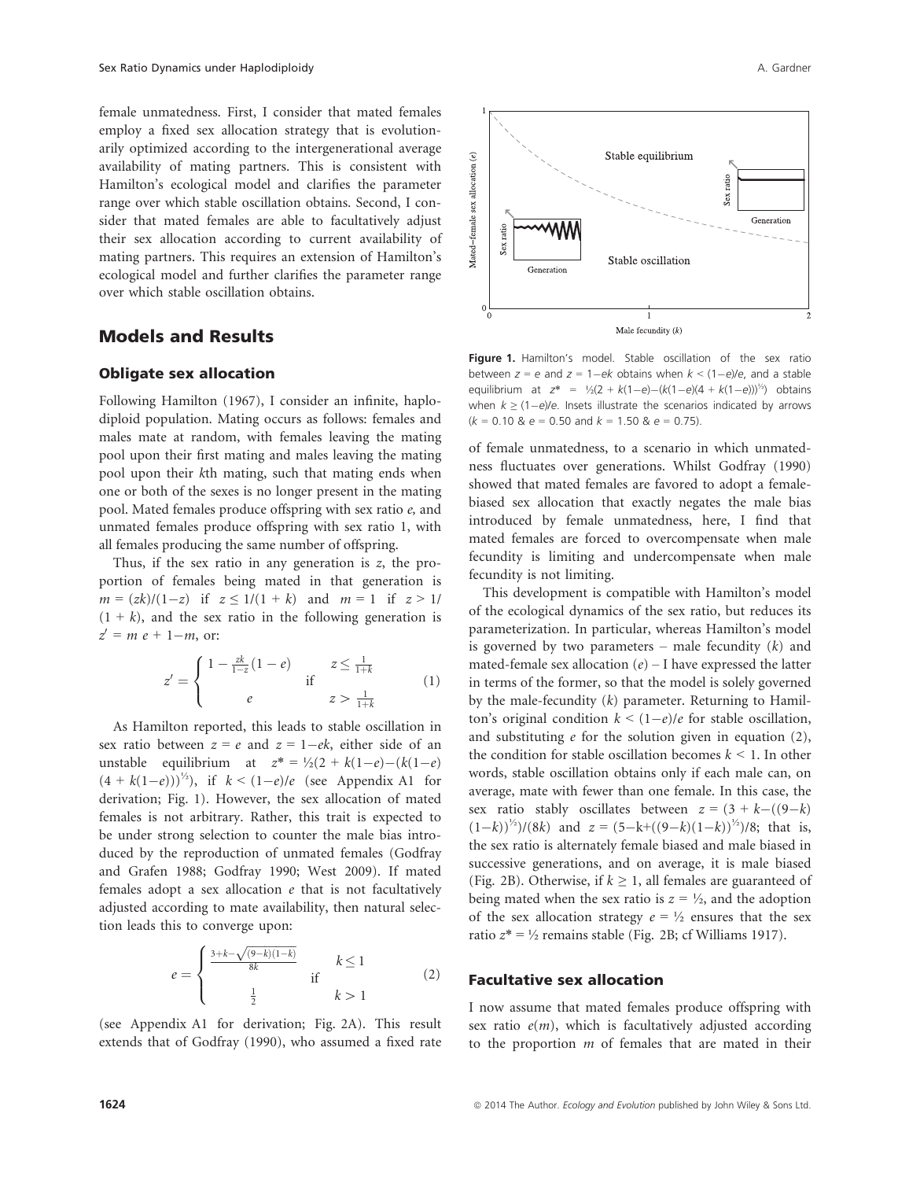female unmatedness. First, I consider that mated females employ a fixed sex allocation strategy that is evolutionarily optimized according to the intergenerational average availability of mating partners. This is consistent with Hamilton's ecological model and clarifies the parameter range over which stable oscillation obtains. Second, I consider that mated females are able to facultatively adjust their sex allocation according to current availability of mating partners. This requires an extension of Hamilton's ecological model and further clarifies the parameter range over which stable oscillation obtains.

## Models and Results

### Obligate sex allocation

Following Hamilton (1967), I consider an infinite, haplodiploid population. Mating occurs as follows: females and males mate at random, with females leaving the mating pool upon their first mating and males leaving the mating pool upon their $k$th mating, such that mating ends when one or both of the sexes is no longer present in the mating pool. Mated females produce offspring with sex ratio $e$, and unmated females produce offspring with sex ratio 1, with all females producing the same number of offspring.

Thus, if the sex ratio in any generation is $z$, the proportion of females being mated in that generation is $m = (zk)/(1-z)$ if $z \leq 1/(1+k)$ and $m = 1$ if $z > 1/(1+k)$, and the sex ratio in the following generation is $z' = m\, e + 1 - m$, or:

$$z' = \begin{cases} 1 - \frac{zk}{1-z}(1-e) & \text{if } z \leq \frac{1}{1+k} \\ e & \text{if } z > \frac{1}{1+k} \end{cases} \quad (1)$$

As Hamilton reported, this leads to stable oscillation in sex ratio between $z = e$ and $z = 1 - ek$, either side of an unstable equilibrium at $z^* = \frac{1}{2}(2 + k(1-e) - (k(1-e)(4 + k(1-e)))^{\frac{1}{2}})$, if $k < (1-e)/e$ (see Appendix A1 for derivation; Fig. 1). However, the sex allocation of mated females is not arbitrary. Rather, this trait is expected to be under strong selection to counter the male bias introduced by the reproduction of unmated females (Godfray and Grafen 1988; Godfray 1990; West 2009). If mated females adopt a sex allocation $e$ that is not facultatively adjusted according to mate availability, then natural selection leads this to converge upon:

$$e = \begin{cases} \frac{3+k-\sqrt{(9-k)(1-k)}}{8k} & \text{if } k \leq 1 \\ \frac{1}{2} & \text{if } k > 1 \end{cases} \quad (2)$$

(see Appendix A1 for derivation; Fig. 2A). This result extends that of Godfray (1990), who assumed a fixed rate of female unmatedness, to a scenario in which unmatedness fluctuates over generations. Whilst Godfray (1990) showed that mated females are favored to adopt a female-biased sex allocation that exactly negates the male bias introduced by female unmatedness, here, I find that mated females are forced to overcompensate when male fecundity is limiting and undercompensate when male fecundity is not limiting.

**Figure 1.** Hamilton's model. Stable oscillation of the sex ratio between $z = e$ and $z = 1-ek$ obtains when $k < (1-e)/e$, and a stable equilibrium at $z^* = \frac{1}{2}(2 + k(1-e)-(k(1-e)(4 + k(1-e)))^{\frac{1}{2}})$ obtains when $k \geq (1-e)/e$. Insets illustrate the scenarios indicated by arrows ($k = 0.10$ & $e = 0.50$ and $k = 1.50$ & $e = 0.75$).

This development is compatible with Hamilton's model of the ecological dynamics of the sex ratio, but reduces its parameterization. In particular, whereas Hamilton's model is governed by two parameters – male fecundity ($k$) and mated-female sex allocation ($e$) – I have expressed the latter in terms of the former, so that the model is solely governed by the male-fecundity ($k$) parameter. Returning to Hamilton's original condition $k < (1-e)/e$ for stable oscillation, and substituting $e$ for the solution given in equation (2), the condition for stable oscillation becomes $k < 1$. In other words, stable oscillation obtains only if each male can, on average, mate with fewer than one female. In this case, the sex ratio stably oscillates between $z = (3 + k-((9-k)(1-k))^{\frac{1}{2}})/(8k)$ and $z = (5-k+((9-k)(1-k))^{\frac{1}{2}})/8$; that is, the sex ratio is alternately female biased and male biased in successive generations, and on average, it is male biased (Fig. 2B). Otherwise, if $k \geq 1$, all females are guaranteed of being mated when the sex ratio is $z = \frac{1}{2}$, and the adoption of the sex allocation strategy $e = \frac{1}{2}$ ensures that the sex ratio $z^* = \frac{1}{2}$ remains stable (Fig. 2B; cf Williams 1917).

### Facultative sex allocation

I now assume that mated females produce offspring with sex ratio $e(m)$, which is facultatively adjusted according to the proportion $m$ of females that are mated in their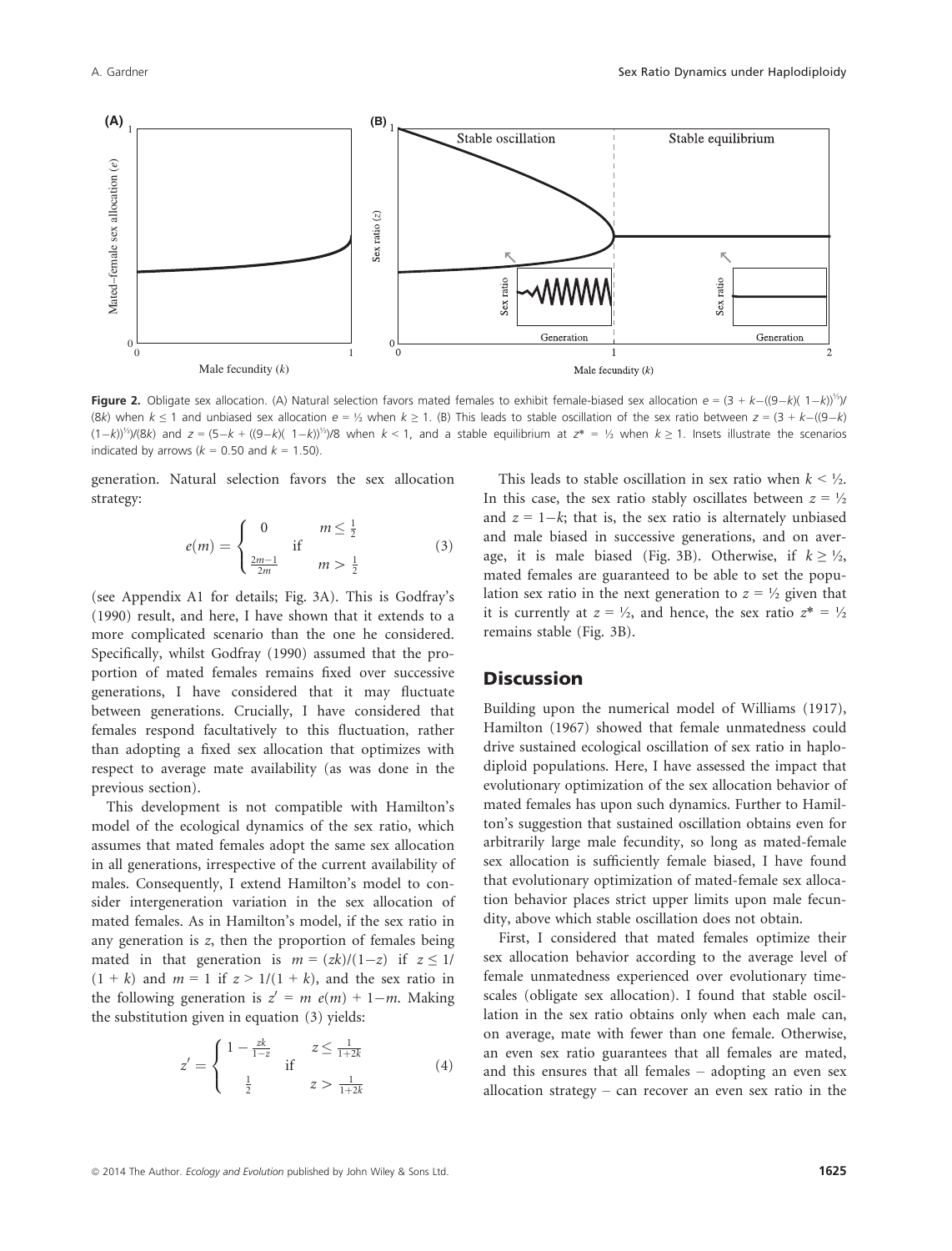**Figure 2.** Obligate sex allocation. (A) Natural selection favors mated females to exhibit female-biased sex allocation $e = (3 + k-((9-k)(1-k))^{½})/(8k)$ when $k \leq 1$ and unbiased sex allocation $e = ½$ when $k \geq 1$. (B) This leads to stable oscillation of the sex ratio between $z = (3 + k-((9-k)(1-k))^{½})/(8k)$ and $z = (5-k + ((9-k)(1-k))^{½})/8$ when $k < 1$, and a stable equilibrium at $z^* = ½$ when $k \geq 1$. Insets illustrate the scenarios indicated by arrows ($k = 0.50$ and $k = 1.50$).

generation. Natural selection favors the sex allocation strategy:

$$e(m) = \begin{cases} 0 & \text{if} \quad m \leq \frac{1}{2} \\ \frac{2m-1}{2m} & \quad\quad m > \frac{1}{2} \end{cases} \tag{3}$$

(see Appendix A1 for details; Fig. 3A). This is Godfray's (1990) result, and here, I have shown that it extends to a more complicated scenario than the one he considered. Specifically, whilst Godfray (1990) assumed that the proportion of mated females remains fixed over successive generations, I have considered that it may fluctuate between generations. Crucially, I have considered that females respond facultatively to this fluctuation, rather than adopting a fixed sex allocation that optimizes with respect to average mate availability (as was done in the previous section).

This development is not compatible with Hamilton's model of the ecological dynamics of the sex ratio, which assumes that mated females adopt the same sex allocation in all generations, irrespective of the current availability of males. Consequently, I extend Hamilton's model to consider intergeneration variation in the sex allocation of mated females. As in Hamilton's model, if the sex ratio in any generation is $z$, then the proportion of females being mated in that generation is $m = (zk)/(1-z)$ if $z \leq 1/(1 + k)$ and $m = 1$ if $z > 1/(1 + k)$, and the sex ratio in the following generation is $z' = m\ e(m) + 1-m$. Making the substitution given in equation (3) yields:

$$z' = \begin{cases} 1 - \frac{zk}{1-z} & \text{if} \quad z \leq \frac{1}{1+2k} \\ \frac{1}{2} & \quad\quad z > \frac{1}{1+2k} \end{cases} \tag{4}$$

This leads to stable oscillation in sex ratio when $k < ½$. In this case, the sex ratio stably oscillates between $z = ½$ and $z = 1-k$; that is, the sex ratio is alternately unbiased and male biased in successive generations, and on average, it is male biased (Fig. 3B). Otherwise, if $k \geq ½$, mated females are guaranteed to be able to set the population sex ratio in the next generation to $z = ½$ given that it is currently at $z = ½$, and hence, the sex ratio $z^* = ½$ remains stable (Fig. 3B).

## Discussion

Building upon the numerical model of Williams (1917), Hamilton (1967) showed that female unmatedness could drive sustained ecological oscillation of sex ratio in haplodiploid populations. Here, I have assessed the impact that evolutionary optimization of the sex allocation behavior of mated females has upon such dynamics. Further to Hamilton's suggestion that sustained oscillation obtains even for arbitrarily large male fecundity, so long as mated-female sex allocation is sufficiently female biased, I have found that evolutionary optimization of mated-female sex allocation behavior places strict upper limits upon male fecundity, above which stable oscillation does not obtain.

First, I considered that mated females optimize their sex allocation behavior according to the average level of female unmatedness experienced over evolutionary timescales (obligate sex allocation). I found that stable oscillation in the sex ratio obtains only when each male can, on average, mate with fewer than one female. Otherwise, an even sex ratio guarantees that all females are mated, and this ensures that all females – adopting an even sex allocation strategy – can recover an even sex ratio in the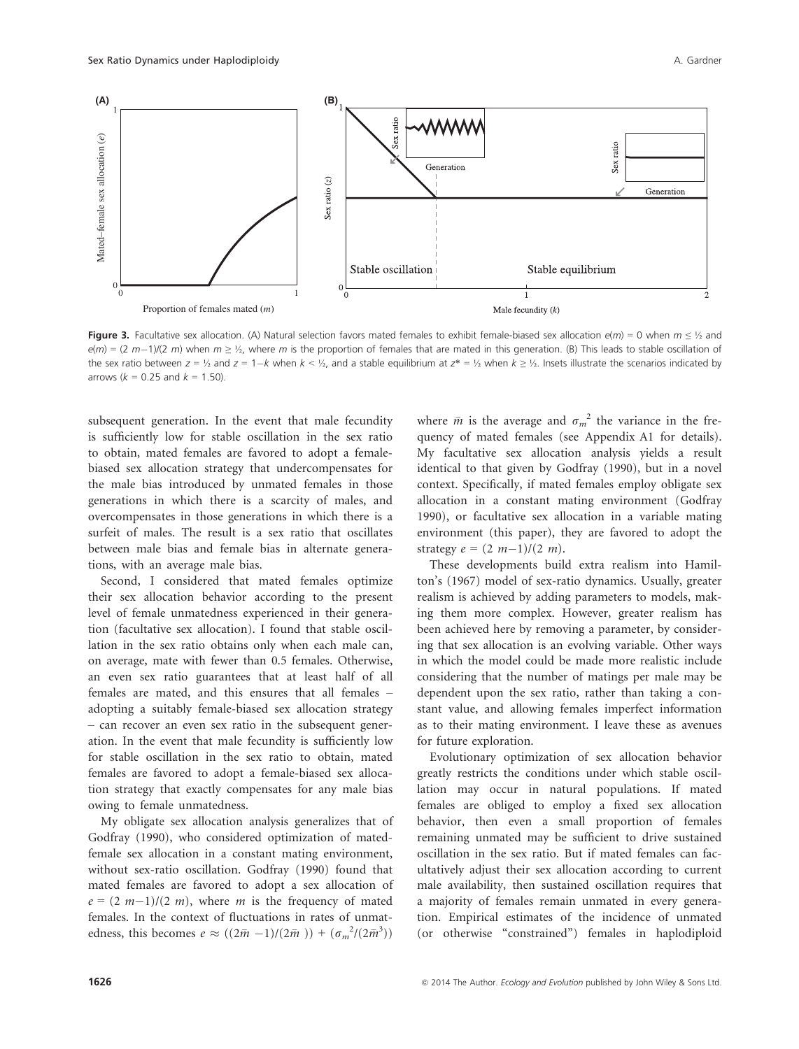**Figure 3.** Facultative sex allocation. (A) Natural selection favors mated females to exhibit female-biased sex allocation $e(m) = 0$ when $m \leq ½$ and $e(m) = (2\ m{-}1)/(2\ m)$ when $m \geq ½$, where $m$ is the proportion of females that are mated in this generation. (B) This leads to stable oscillation of the sex ratio between $z = ½$ and $z = 1{-}k$ when $k < ½$, and a stable equilibrium at $z^* = ½$ when $k \geq ½$. Insets illustrate the scenarios indicated by arrows ($k = 0.25$ and $k = 1.50$).

subsequent generation. In the event that male fecundity is sufficiently low for stable oscillation in the sex ratio to obtain, mated females are favored to adopt a female-biased sex allocation strategy that undercompensates for the male bias introduced by unmated females in those generations in which there is a scarcity of males, and overcompensates in those generations in which there is a surfeit of males. The result is a sex ratio that oscillates between male bias and female bias in alternate generations, with an average male bias.

Second, I considered that mated females optimize their sex allocation behavior according to the present level of female unmatedness experienced in their generation (facultative sex allocation). I found that stable oscillation in the sex ratio obtains only when each male can, on average, mate with fewer than 0.5 females. Otherwise, an even sex ratio guarantees that at least half of all females are mated, and this ensures that all females – adopting a suitably female-biased sex allocation strategy – can recover an even sex ratio in the subsequent generation. In the event that male fecundity is sufficiently low for stable oscillation in the sex ratio to obtain, mated females are favored to adopt a female-biased sex allocation strategy that exactly compensates for any male bias owing to female unmatedness.

My obligate sex allocation analysis generalizes that of Godfray (1990), who considered optimization of mated-female sex allocation in a constant mating environment, without sex-ratio oscillation. Godfray (1990) found that mated females are favored to adopt a sex allocation of $e = (2\ m{-}1)/(2\ m)$, where $m$ is the frequency of mated females. In the context of fluctuations in rates of unmatedness, this becomes $e \approx ((2\bar{m}\ {-}1)/(2\bar{m}\ )) + (\sigma_m{}^2/(2\bar{m}^3))$ where $\bar{m}$ is the average and $\sigma_m{}^2$ the variance in the frequency of mated females (see Appendix A1 for details). My facultative sex allocation analysis yields a result identical to that given by Godfray (1990), but in a novel context. Specifically, if mated females employ obligate sex allocation in a constant mating environment (Godfray 1990), or facultative sex allocation in a variable mating environment (this paper), they are favored to adopt the strategy $e = (2\ m{-}1)/(2\ m)$.

These developments build extra realism into Hamilton's (1967) model of sex-ratio dynamics. Usually, greater realism is achieved by adding parameters to models, making them more complex. However, greater realism has been achieved here by removing a parameter, by considering that sex allocation is an evolving variable. Other ways in which the model could be made more realistic include considering that the number of matings per male may be dependent upon the sex ratio, rather than taking a constant value, and allowing females imperfect information as to their mating environment. I leave these as avenues for future exploration.

Evolutionary optimization of sex allocation behavior greatly restricts the conditions under which stable oscillation may occur in natural populations. If mated females are obliged to employ a fixed sex allocation behavior, then even a small proportion of females remaining unmated may be sufficient to drive sustained oscillation in the sex ratio. But if mated females can facultatively adjust their sex allocation according to current male availability, then sustained oscillation requires that a majority of females remain unmated in every generation. Empirical estimates of the incidence of unmated (or otherwise "constrained") females in haplodiploid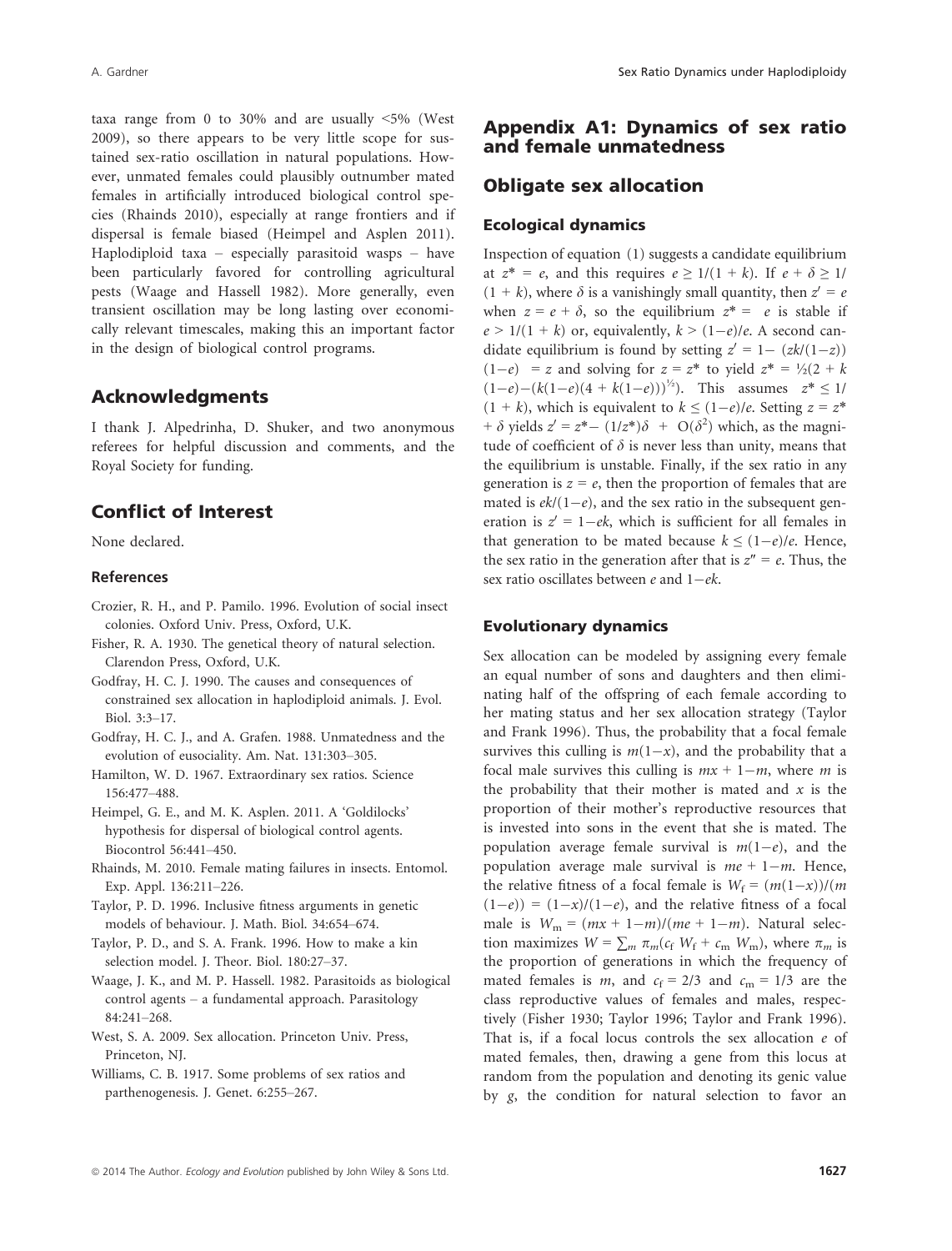taxa range from 0 to 30% and are usually <5% (West 2009), so there appears to be very little scope for sustained sex-ratio oscillation in natural populations. However, unmated females could plausibly outnumber mated females in artificially introduced biological control species (Rhainds 2010), especially at range frontiers and if dispersal is female biased (Heimpel and Asplen 2011). Haplodiploid taxa – especially parasitoid wasps – have been particularly favored for controlling agricultural pests (Waage and Hassell 1982). More generally, even transient oscillation may be long lasting over economically relevant timescales, making this an important factor in the design of biological control programs.

## Acknowledgments

I thank J. Alpedrinha, D. Shuker, and two anonymous referees for helpful discussion and comments, and the Royal Society for funding.

## Conflict of Interest

None declared.

### References

Crozier, R. H., and P. Pamilo. 1996. Evolution of social insect colonies. Oxford Univ. Press, Oxford, U.K.

Fisher, R. A. 1930. The genetical theory of natural selection. Clarendon Press, Oxford, U.K.

Godfray, H. C. J. 1990. The causes and consequences of constrained sex allocation in haplodiploid animals. J. Evol. Biol. 3:3–17.

Godfray, H. C. J., and A. Grafen. 1988. Unmatedness and the evolution of eusociality. Am. Nat. 131:303–305.

Hamilton, W. D. 1967. Extraordinary sex ratios. Science 156:477–488.

Heimpel, G. E., and M. K. Asplen. 2011. A 'Goldilocks' hypothesis for dispersal of biological control agents. Biocontrol 56:441–450.

Rhainds, M. 2010. Female mating failures in insects. Entomol. Exp. Appl. 136:211–226.

Taylor, P. D. 1996. Inclusive fitness arguments in genetic models of behaviour. J. Math. Biol. 34:654–674.

Taylor, P. D., and S. A. Frank. 1996. How to make a kin selection model. J. Theor. Biol. 180:27–37.

Waage, J. K., and M. P. Hassell. 1982. Parasitoids as biological control agents – a fundamental approach. Parasitology 84:241–268.

West, S. A. 2009. Sex allocation. Princeton Univ. Press, Princeton, NJ.

Williams, C. B. 1917. Some problems of sex ratios and parthenogenesis. J. Genet. 6:255–267.

## Appendix A1: Dynamics of sex ratio and female unmatedness

## Obligate sex allocation

### Ecological dynamics

Inspection of equation (1) suggests a candidate equilibrium at $z^* = e$, and this requires $e \geq 1/(1+k)$. If $e + \delta \geq 1/(1+k)$, where $\delta$ is a vanishingly small quantity, then $z' = e$ when $z = e + \delta$, so the equilibrium $z^* = e$ is stable if $e > 1/(1+k)$ or, equivalently, $k > (1-e)/e$. A second candidate equilibrium is found by setting $z' = 1 - (zk/(1-z))(1-e) = z$ and solving for $z = z^*$ to yield $z^* = \frac{1}{2}(2 + k(1-e) - (k(1-e)(4 + k(1-e)))^{\frac{1}{2}})$. This assumes $z^* \leq 1/(1+k)$, which is equivalent to $k \leq (1-e)/e$. Setting $z = z^* + \delta$ yields $z' = z^* - (1/z^*)\delta + O(\delta^2)$ which, as the magnitude of coefficient of $\delta$ is never less than unity, means that the equilibrium is unstable. Finally, if the sex ratio in any generation is $z = e$, then the proportion of females that are mated is $ek/(1-e)$, and the sex ratio in the subsequent generation is $z' = 1-ek$, which is sufficient for all females in that generation to be mated because $k \leq (1-e)/e$. Hence, the sex ratio in the generation after that is $z'' = e$. Thus, the sex ratio oscillates between $e$ and $1-ek$.

### Evolutionary dynamics

Sex allocation can be modeled by assigning every female an equal number of sons and daughters and then eliminating half of the offspring of each female according to her mating status and her sex allocation strategy (Taylor and Frank 1996). Thus, the probability that a focal female survives this culling is $m(1-x)$, and the probability that a focal male survives this culling is $mx + 1-m$, where $m$ is the probability that their mother is mated and $x$ is the proportion of their mother's reproductive resources that is invested into sons in the event that she is mated. The population average female survival is $m(1-e)$, and the population average male survival is $me + 1-m$. Hence, the relative fitness of a focal female is $W_f = (m(1-x))/(m(1-e)) = (1-x)/(1-e)$, and the relative fitness of a focal male is $W_m = (mx + 1-m)/(me + 1-m)$. Natural selection maximizes $W = \sum_m \pi_m(c_f W_f + c_m W_m)$, where $\pi_m$ is the proportion of generations in which the frequency of mated females is $m$, and $c_f = 2/3$ and $c_m = 1/3$ are the class reproductive values of females and males, respectively (Fisher 1930; Taylor 1996; Taylor and Frank 1996). That is, if a focal locus controls the sex allocation $e$ of mated females, then, drawing a gene from this locus at random from the population and denoting its genic value by $g$, the condition for natural selection to favor an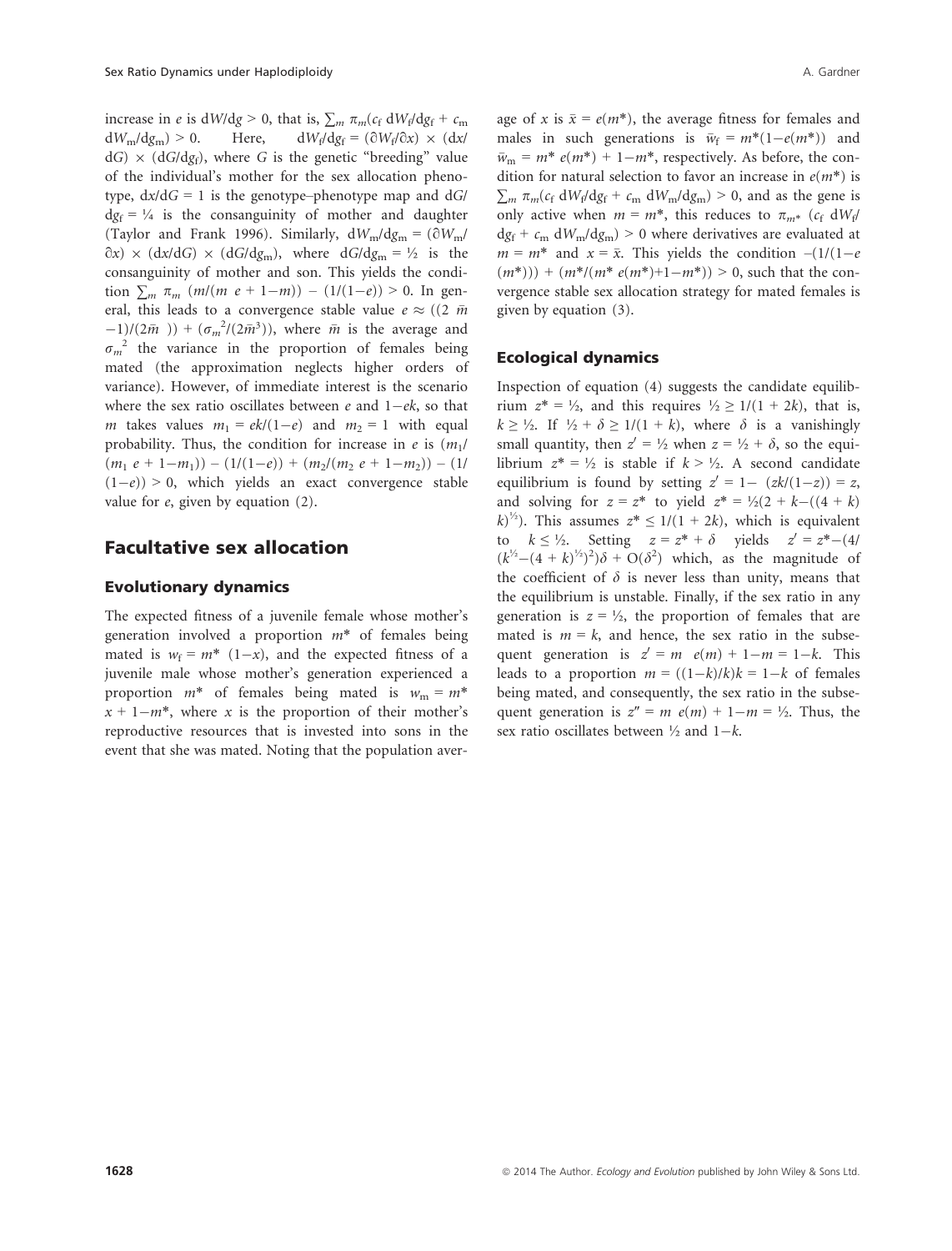increase in $e$ is $\mathrm{d}W/\mathrm{d}g > 0$, that is, $\sum_m \pi_m(c_\mathrm{f}\ \mathrm{d}W_\mathrm{f}/\mathrm{d}g_\mathrm{f} + c_\mathrm{m}\ \mathrm{d}W_\mathrm{m}/\mathrm{d}g_\mathrm{m}) > 0$. Here, $\mathrm{d}W_\mathrm{f}/\mathrm{d}g_\mathrm{f} = (\partial W_\mathrm{f}/\partial x) \times (\mathrm{d}x/\mathrm{d}G) \times (\mathrm{d}G/\mathrm{d}g_\mathrm{f})$, where $G$ is the genetic "breeding" value of the individual's mother for the sex allocation phenotype, $\mathrm{d}x/\mathrm{d}G = 1$ is the genotype–phenotype map and $\mathrm{d}G/\mathrm{d}g_\mathrm{f} = ¼$ is the consanguinity of mother and daughter (Taylor and Frank 1996). Similarly, $\mathrm{d}W_\mathrm{m}/\mathrm{d}g_\mathrm{m} = (\partial W_\mathrm{m}/\partial x) \times (\mathrm{d}x/\mathrm{d}G) \times (\mathrm{d}G/\mathrm{d}g_\mathrm{m})$, where $\mathrm{d}G/\mathrm{d}g_\mathrm{m} = ½$ is the consanguinity of mother and son. This yields the condition $\sum_m \pi_m\ (m/(m\ e + 1-m)) - (1/(1-e)) > 0$. In general, this leads to a convergence stable value $e \approx ((2\ \bar{m} - 1)/(2\bar{m}\ )) + (\sigma_m^{\ 2}/(2\bar{m}^3))$, where $\bar{m}$ is the average and $\sigma_m^{\ 2}$ the variance in the proportion of females being mated (the approximation neglects higher orders of variance). However, of immediate interest is the scenario where the sex ratio oscillates between $e$ and $1-ek$, so that $m$ takes values $m_1 = ek/(1-e)$ and $m_2 = 1$ with equal probability. Thus, the condition for increase in $e$ is $(m_1/(m_1\ e + 1-m_1)) - (1/(1-e)) + (m_2/(m_2\ e + 1-m_2)) - (1/(1-e)) > 0$, which yields an exact convergence stable value for $e$, given by equation (2).

## Facultative sex allocation

### Evolutionary dynamics

The expected fitness of a juvenile female whose mother's generation involved a proportion $m^*$ of females being mated is $w_\mathrm{f} = m^*\ (1-x)$, and the expected fitness of a juvenile male whose mother's generation experienced a proportion $m^*$ of females being mated is $w_\mathrm{m} = m^*\ x + 1-m^*$, where $x$ is the proportion of their mother's reproductive resources that is invested into sons in the event that she was mated. Noting that the population average of $x$ is $\bar{x} = e(m^*)$, the average fitness for females and males in such generations is $\bar{w}_\mathrm{f} = m^*(1-e(m^*))$ and $\bar{w}_\mathrm{m} = m^*\ e(m^*) + 1-m^*$, respectively. As before, the condition for natural selection to favor an increase in $e(m^*)$ is $\sum_m \pi_m(c_\mathrm{f}\ \mathrm{d}W_\mathrm{f}/\mathrm{d}g_\mathrm{f} + c_\mathrm{m}\ \mathrm{d}W_\mathrm{m}/\mathrm{d}g_\mathrm{m}) > 0$, and as the gene is only active when $m = m^*$, this reduces to $\pi_{m^*}\ (c_\mathrm{f}\ \mathrm{d}W_\mathrm{f}/\mathrm{d}g_\mathrm{f} + c_\mathrm{m}\ \mathrm{d}W_\mathrm{m}/\mathrm{d}g_\mathrm{m}) > 0$ where derivatives are evaluated at $m = m^*$ and $x = \bar{x}$. This yields the condition $-(1/(1-e(m^*))) + (m^*/(m^*\ e(m^*)+1-m^*)) > 0$, such that the convergence stable sex allocation strategy for mated females is given by equation (3).

### Ecological dynamics

Inspection of equation (4) suggests the candidate equilibrium $z^* = ½$, and this requires $½ \geq 1/(1 + 2k)$, that is, $k \geq ½$. If $½ + \delta \geq 1/(1 + k)$, where $\delta$ is a vanishingly small quantity, then $z' = ½$ when $z = ½ + \delta$, so the equilibrium $z^* = ½$ is stable if $k > ½$. A second candidate equilibrium is found by setting $z' = 1-\ (zk/(1-z)) = z$, and solving for $z = z^*$ to yield $z^* = ½(2 + k-((4 + k)k)^{½})$. This assumes $z^* \leq 1/(1 + 2k)$, which is equivalent to $k \leq ½$. Setting $z = z^* + \delta$ yields $z' = z^*-(4/(k^{½}-(4 + k)^{½})^2)\delta + O(\delta^2)$ which, as the magnitude of the coefficient of $\delta$ is never less than unity, means that the equilibrium is unstable. Finally, if the sex ratio in any generation is $z = ½$, the proportion of females that are mated is $m = k$, and hence, the sex ratio in the subsequent generation is $z' = m\ \ e(m) + 1-m = 1-k$. This leads to a proportion $m = ((1-k)/k)k = 1-k$ of females being mated, and consequently, the sex ratio in the subsequent generation is $z'' = m\ e(m) + 1-m = ½$. Thus, the sex ratio oscillates between ½ and $1-k$.